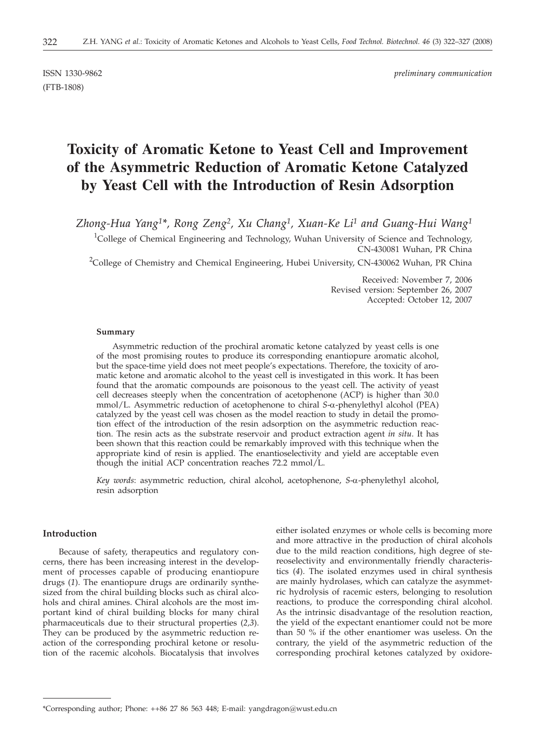ISSN 1330-9862 *preliminary communication*

(FTB-1808)

# Toxicity of Aromatic Ketone to Yeast Cell and Improvement of the Asymmetric Reduction of Aromatic Ketone Catalyzed by Yeast Cell with the Introduction of Resin Adsorption

*Zhong-Hua Yang[1]\*, Rong Zeng[2], Xu Chang[1], Xuan-Ke Li[1] and Guang-Hui Wang[1]*

[1]College of Chemical Engineering and Technology, Wuhan University of Science and Technology, CN-430081 Wuhan, PR China

[2]College of Chemistry and Chemical Engineering, Hubei University, CN-430062 Wuhan, PR China

Received: November 7, 2006
Revised version: September 26, 2007
Accepted: October 12, 2007

#### Summary

Asymmetric reduction of the prochiral aromatic ketone catalyzed by yeast cells is one of the most promising routes to produce its corresponding enantiopure aromatic alcohol, but the space-time yield does not meet people's expectations. Therefore, the toxicity of aromatic ketone and aromatic alcohol to the yeast cell is investigated in this work. It has been found that the aromatic compounds are poisonous to the yeast cell. The activity of yeast cell decreases steeply when the concentration of acetophenone (ACP) is higher than 30.0 mmol/L. Asymmetric reduction of acetophenone to chiral *S*-α-phenylethyl alcohol (PEA) catalyzed by the yeast cell was chosen as the model reaction to study in detail the promotion effect of the introduction of the resin adsorption on the asymmetric reduction reaction. The resin acts as the substrate reservoir and product extraction agent *in situ*. It has been shown that this reaction could be remarkably improved with this technique when the appropriate kind of resin is applied. The enantioselectivity and yield are acceptable even though the initial ACP concentration reaches 72.2 mmol/L.

*Key words*: asymmetric reduction, chiral alcohol, acetophenone, *S*-α-phenylethyl alcohol, resin adsorption

## Introduction

Because of safety, therapeutics and regulatory concerns, there has been increasing interest in the development of processes capable of producing enantiopure drugs (*1*). The enantiopure drugs are ordinarily synthesized from the chiral building blocks such as chiral alcohols and chiral amines. Chiral alcohols are the most important kind of chiral building blocks for many chiral pharmaceuticals due to their structural properties (*2,3*). They can be produced by the asymmetric reduction reaction of the corresponding prochiral ketone or resolution of the racemic alcohols. Biocatalysis that involves either isolated enzymes or whole cells is becoming more and more attractive in the production of chiral alcohols due to the mild reaction conditions, high degree of stereoselectivity and environmentally friendly characteristics (*4*). The isolated enzymes used in chiral synthesis are mainly hydrolases, which can catalyze the asymmetric hydrolysis of racemic esters, belonging to resolution reactions, to produce the corresponding chiral alcohol. As the intrinsic disadvantage of the resolution reaction, the yield of the expectant enantiomer could not be more than 50 % if the other enantiomer was useless. On the contrary, the yield of the asymmetric reduction of the corresponding prochiral ketones catalyzed by oxidore-

\*Corresponding author; Phone: ++86 27 86 563 448; E-mail: yangdragon@wust.edu.cn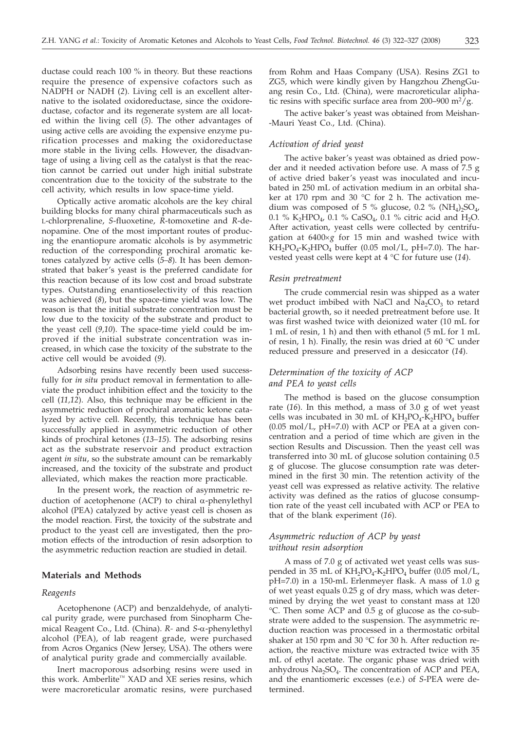ductase could reach 100 % in theory. But these reactions require the presence of expensive cofactors such as NADPH or NADH (*2*). Living cell is an excellent alternative to the isolated oxidoreductase, since the oxidoreductase, cofactor and its regenerate system are all located within the living cell (*5*). The other advantages of using active cells are avoiding the expensive enzyme purification processes and making the oxidoreductase more stable in the living cells. However, the disadvantage of using a living cell as the catalyst is that the reaction cannot be carried out under high initial substrate concentration due to the toxicity of the substrate to the cell activity, which results in low space-time yield.

Optically active aromatic alcohols are the key chiral building blocks for many chiral pharmaceuticals such as L-chlorprenaline, *S*-fluoxetine, *R*-tomoxetine and *R*-denopamine. One of the most important routes of producing the enantiopure aromatic alcohols is by asymmetric reduction of the corresponding prochiral aromatic ketones catalyzed by active cells (*5–8*). It has been demonstrated that baker's yeast is the preferred candidate for this reaction because of its low cost and broad substrate types. Outstanding enantioselectivity of this reaction was achieved (*8*), but the space-time yield was low. The reason is that the initial substrate concentration must be low due to the toxicity of the substrate and product to the yeast cell (*9,10*). The space-time yield could be improved if the initial substrate concentration was increased, in which case the toxicity of the substrate to the active cell would be avoided (*9*).

Adsorbing resins have recently been used successfully for *in situ* product removal in fermentation to alleviate the product inhibition effect and the toxicity to the cell (*11,12*). Also, this technique may be efficient in the asymmetric reduction of prochiral aromatic ketone catalyzed by active cell. Recently, this technique has been successfully applied in asymmetric reduction of other kinds of prochiral ketones (*13–15*). The adsorbing resins act as the substrate reservoir and product extraction agent *in situ*, so the substrate amount can be remarkably increased, and the toxicity of the substrate and product alleviated, which makes the reaction more practicable.

In the present work, the reaction of asymmetric reduction of acetophenone (ACP) to chiral α-phenylethyl alcohol (PEA) catalyzed by active yeast cell is chosen as the model reaction. First, the toxicity of the substrate and product to the yeast cell are investigated, then the promotion effects of the introduction of resin adsorption to the asymmetric reduction reaction are studied in detail.

## Materials and Methods

### *Reagents*

Acetophenone (ACP) and benzaldehyde, of analytical purity grade, were purchased from Sinopharm Chemical Reagent Co., Ltd. (China). *R*- and *S*-α-phenylethyl alcohol (PEA), of lab reagent grade, were purchased from Acros Organics (New Jersey, USA). The others were of analytical purity grade and commercially available.

Inert macroporous adsorbing resins were used in this work. Amberlite™ XAD and XE series resins, which were macroreticular aromatic resins, were purchased from Rohm and Haas Company (USA). Resins ZG1 to ZG5, which were kindly given by Hangzhou ZhengGuang resin Co., Ltd. (China), were macroreticular aliphatic resins with specific surface area from 200–900 $m^2/g$.

The active baker's yeast was obtained from Meishan-Mauri Yeast Co., Ltd. (China).

### *Activation of dried yeast*

The active baker's yeast was obtained as dried powder and it needed activation before use. A mass of 7.5 g of active dried baker's yeast was inoculated and incubated in 250 mL of activation medium in an orbital shaker at 170 rpm and 30 °C for 2 h. The activation medium was composed of 5 % glucose, 0.2 % $(NH_4)_2SO_4$, 0.1 % $K_2HPO_4$, 0.1 % $CaSO_4$, 0.1 % citric acid and $H_2O$. After activation, yeast cells were collected by centrifugation at 6400×*g* for 15 min and washed twice with $KH_2PO_4$-$K_2HPO_4$ buffer (0.05 mol/L, pH=7.0). The harvested yeast cells were kept at 4 °C for future use (*14*).

### *Resin pretreatment*

The crude commercial resin was shipped as a water wet product imbibed with NaCl and $Na_2CO_3$ to retard bacterial growth, so it needed pretreatment before use. It was first washed twice with deionized water (10 mL for 1 mL of resin, 1 h) and then with ethanol (5 mL for 1 mL of resin, 1 h). Finally, the resin was dried at 60 °C under reduced pressure and preserved in a desiccator (*14*).

### *Determination of the toxicity of ACP and PEA to yeast cells*

The method is based on the glucose consumption rate (*16*). In this method, a mass of 3.0 g of wet yeast cells was incubated in 30 mL of $KH_2PO_4$-$K_2HPO_4$ buffer (0.05 mol/L, pH=7.0) with ACP or PEA at a given concentration and a period of time which are given in the section Results and Discussion. Then the yeast cell was transferred into 30 mL of glucose solution containing 0.5 g of glucose. The glucose consumption rate was determined in the first 30 min. The retention activity of the yeast cell was expressed as relative activity. The relative activity was defined as the ratios of glucose consumption rate of the yeast cell incubated with ACP or PEA to that of the blank experiment (*16*).

### *Asymmetric reduction of ACP by yeast without resin adsorption*

A mass of 7.0 g of activated wet yeast cells was suspended in 35 mL of $KH_2PO_4$-$K_2HPO_4$ buffer (0.05 mol/L, pH=7.0) in a 150-mL Erlenmeyer flask. A mass of 1.0 g of wet yeast equals 0.25 g of dry mass, which was determined by drying the wet yeast to constant mass at 120 °C. Then some ACP and 0.5 g of glucose as the co-substrate were added to the suspension. The asymmetric reduction reaction was processed in a thermostatic orbital shaker at 150 rpm and 30 °C for 30 h. After reduction reaction, the reactive mixture was extracted twice with 35 mL of ethyl acetate. The organic phase was dried with anhydrous $Na_2SO_4$. The concentration of ACP and PEA, and the enantiomeric excesses (e.e.) of *S*-PEA were determined.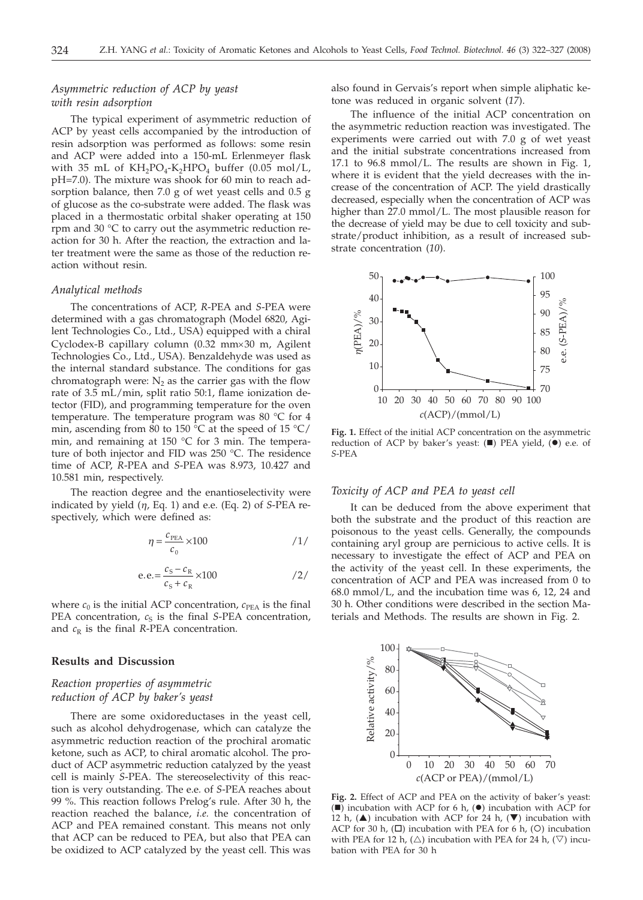### *Asymmetric reduction of ACP by yeast with resin adsorption*

The typical experiment of asymmetric reduction of ACP by yeast cells accompanied by the introduction of resin adsorption was performed as follows: some resin and ACP were added into a 150-mL Erlenmeyer flask with 35 mL of $KH_2PO_4$-$K_2HPO_4$ buffer (0.05 mol/L, pH=7.0). The mixture was shook for 60 min to reach adsorption balance, then 7.0 g of wet yeast cells and 0.5 g of glucose as the co-substrate were added. The flask was placed in a thermostatic orbital shaker operating at 150 rpm and 30 °C to carry out the asymmetric reduction reaction for 30 h. After the reaction, the extraction and later treatment were the same as those of the reduction reaction without resin.

### *Analytical methods*

The concentrations of ACP, *R*-PEA and *S*-PEA were determined with a gas chromatograph (Model 6820, Agilent Technologies Co., Ltd., USA) equipped with a chiral Cyclodex-B capillary column (0.32 mm×30 m, Agilent Technologies Co., Ltd., USA). Benzaldehyde was used as the internal standard substance. The conditions for gas chromatograph were: $N_2$ as the carrier gas with the flow rate of 3.5 mL/min, split ratio 50:1, flame ionization detector (FID), and programming temperature for the oven temperature. The temperature program was 80 °C for 4 min, ascending from 80 to 150 °C at the speed of 15 °C/min, and remaining at 150 °C for 3 min. The temperature of both injector and FID was 250 °C. The residence time of ACP, *R*-PEA and *S*-PEA was 8.973, 10.427 and 10.581 min, respectively.

The reaction degree and the enantioselectivity were indicated by yield ($\eta$, Eq. 1) and e.e. (Eq. 2) of *S*-PEA respectively, which were defined as:

$$\eta = \frac{c_{\mathrm{PEA}}}{c_0} \times 100 \qquad /1/$$

$$\mathrm{e.e.} = \frac{c_{\mathrm{S}} - c_{\mathrm{R}}}{c_{\mathrm{S}} + c_{\mathrm{R}}} \times 100 \qquad /2/$$

where $c_0$ is the initial ACP concentration, $c_{\mathrm{PEA}}$ is the final PEA concentration, $c_{\mathrm{S}}$ is the final *S*-PEA concentration, and $c_{\mathrm{R}}$ is the final *R*-PEA concentration.

## Results and Discussion

### *Reaction properties of asymmetric reduction of ACP by baker's yeast*

There are some oxidoreductases in the yeast cell, such as alcohol dehydrogenase, which can catalyze the asymmetric reduction reaction of the prochiral aromatic ketone, such as ACP, to chiral aromatic alcohol. The product of ACP asymmetric reduction catalyzed by the yeast cell is mainly *S*-PEA. The stereoselectivity of this reaction is very outstanding. The e.e. of *S*-PEA reaches about 99 %. This reaction follows Prelog's rule. After 30 h, the reaction reached the balance, *i.e.* the concentration of ACP and PEA remained constant. This means not only that ACP can be reduced to PEA, but also that PEA can be oxidized to ACP catalyzed by the yeast cell. This was also found in Gervais's report when simple aliphatic ketone was reduced in organic solvent (*17*).

The influence of the initial ACP concentration on the asymmetric reduction reaction was investigated. The experiments were carried out with 7.0 g of wet yeast and the initial substrate concentrations increased from 17.1 to 96.8 mmol/L. The results are shown in Fig. 1, where it is evident that the yield decreases with the increase of the concentration of ACP. The yield drastically decreased, especially when the concentration of ACP was higher than 27.0 mmol/L. The most plausible reason for the decrease of yield may be due to cell toxicity and substrate/product inhibition, as a result of increased substrate concentration (*10*).

η(PEA)/%
e.e. (S-PEA)/%
c(ACP)/(mmol/L)
0 10 20 30 40 50
70 75 80 85 90 95 100
10 20 30 40 50 60 70 80 90 100

**Fig. 1.** Effect of the initial ACP concentration on the asymmetric reduction of ACP by baker's yeast: (■) PEA yield, (●) e.e. of *S*-PEA

### *Toxicity of ACP and PEA to yeast cell*

It can be deduced from the above experiment that both the substrate and the product of this reaction are poisonous to the yeast cells. Generally, the compounds containing aryl group are pernicious to active cells. It is necessary to investigate the effect of ACP and PEA on the activity of the yeast cell. In these experiments, the concentration of ACP and PEA was increased from 0 to 68.0 mmol/L, and the incubation time was 6, 12, 24 and 30 h. Other conditions were described in the section Materials and Methods. The results are shown in Fig. 2.

Relative activity/%
c(ACP or PEA)/(mmol/L)
0 20 40 60 80 100
0 10 20 30 40 50 60 70

**Fig. 2.** Effect of ACP and PEA on the activity of baker's yeast: (■) incubation with ACP for 6 h, (●) incubation with ACP for 12 h, (▲) incubation with ACP for 24 h, (▼) incubation with ACP for 30 h, (□) incubation with PEA for 6 h, (○) incubation with PEA for 12 h, (△) incubation with PEA for 24 h, (▽) incubation with PEA for 30 h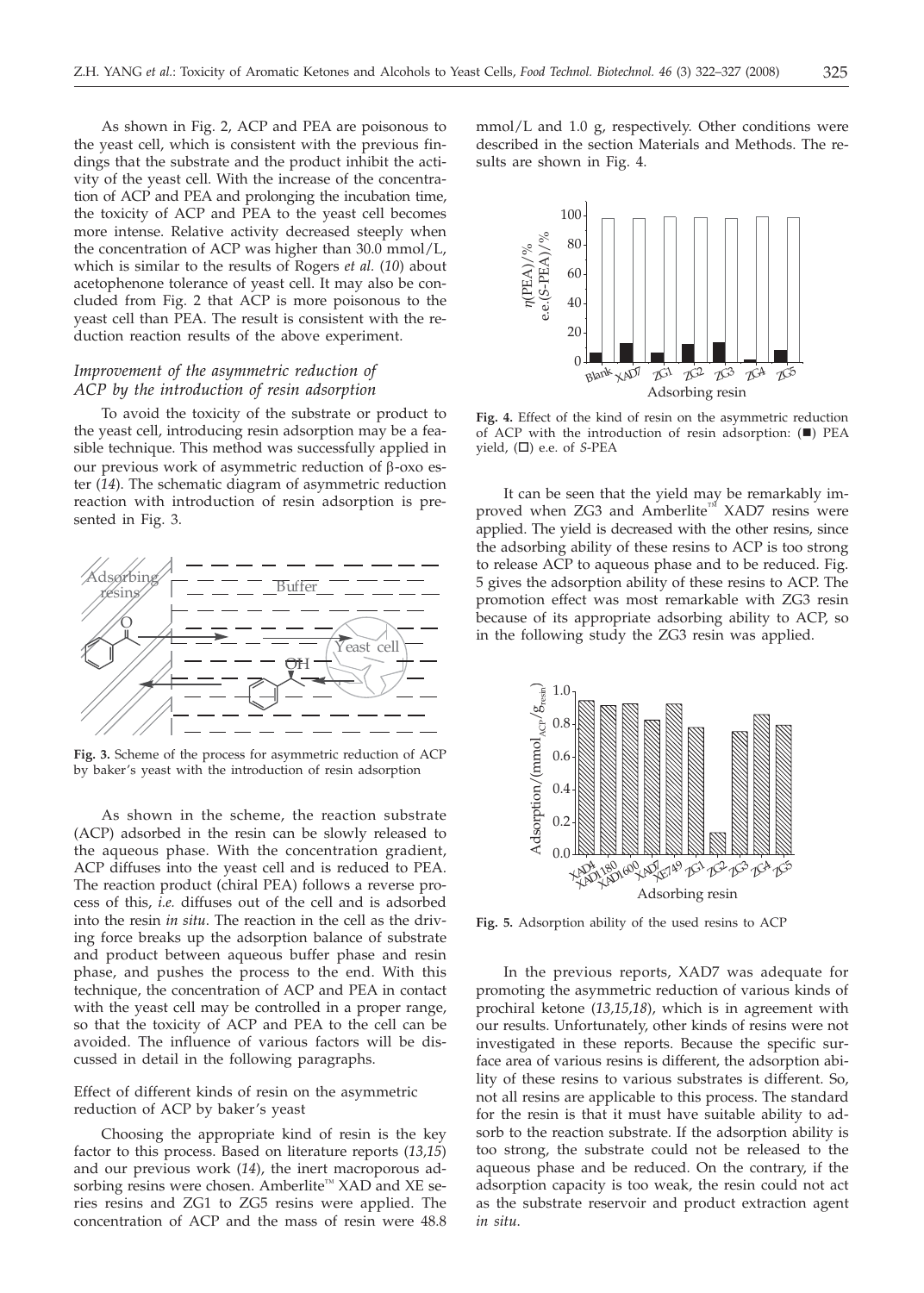As shown in Fig. 2, ACP and PEA are poisonous to the yeast cell, which is consistent with the previous findings that the substrate and the product inhibit the activity of the yeast cell. With the increase of the concentration of ACP and PEA and prolonging the incubation time, the toxicity of ACP and PEA to the yeast cell becomes more intense. Relative activity decreased steeply when the concentration of ACP was higher than 30.0 mmol/L, which is similar to the results of Rogers *et al.* (*10*) about acetophenone tolerance of yeast cell. It may also be concluded from Fig. 2 that ACP is more poisonous to the yeast cell than PEA. The result is consistent with the reduction reaction results of the above experiment.

### *Improvement of the asymmetric reduction of ACP by the introduction of resin adsorption*

To avoid the toxicity of the substrate or product to the yeast cell, introducing resin adsorption may be a feasible technique. This method was successfully applied in our previous work of asymmetric reduction of β-oxo ester (*14*). The schematic diagram of asymmetric reduction reaction with introduction of resin adsorption is presented in Fig. 3.

Adsorbing resins

Buffer

Yeast cell

O

OH

**Fig. 3.** Scheme of the process for asymmetric reduction of ACP by baker's yeast with the introduction of resin adsorption

As shown in the scheme, the reaction substrate (ACP) adsorbed in the resin can be slowly released to the aqueous phase. With the concentration gradient, ACP diffuses into the yeast cell and is reduced to PEA. The reaction product (chiral PEA) follows a reverse process of this, *i.e.* diffuses out of the cell and is adsorbed into the resin *in situ*. The reaction in the cell as the driving force breaks up the adsorption balance of substrate and product between aqueous buffer phase and resin phase, and pushes the process to the end. With this technique, the concentration of ACP and PEA in contact with the yeast cell may be controlled in a proper range, so that the toxicity of ACP and PEA to the cell can be avoided. The influence of various factors will be discussed in detail in the following paragraphs.

#### Effect of different kinds of resin on the asymmetric reduction of ACP by baker's yeast

Choosing the appropriate kind of resin is the key factor to this process. Based on literature reports (*13,15*) and our previous work (*14*), the inert macroporous adsorbing resins were chosen. Amberlite™ XAD and XE series resins and ZG1 to ZG5 resins were applied. The concentration of ACP and the mass of resin were 48.8 mmol/L and 1.0 g, respectively. Other conditions were described in the section Materials and Methods. The results are shown in Fig. 4.

$\eta$(PEA)/%
e.e.(*S*-PEA)/%

100
80
60
40
20
0

Blank XAD7 ZG1 ZG2 ZG3 ZG4 ZG5

Adsorbing resin

**Fig. 4.** Effect of the kind of resin on the asymmetric reduction of ACP with the introduction of resin adsorption: (■) PEA yield, (□) e.e. of *S*-PEA

It can be seen that the yield may be remarkably improved when ZG3 and Amberlite™ XAD7 resins were applied. The yield is decreased with the other resins, since the adsorbing ability of these resins to ACP is too strong to release ACP to aqueous phase and to be reduced. Fig. 5 gives the adsorption ability of these resins to ACP. The promotion effect was most remarkable with ZG3 resin because of its appropriate adsorbing ability to ACP, so in the following study the ZG3 resin was applied.

Adsorption/(mmol$_{ACP}$/g$_{resin}$)

1.0
0.8
0.6
0.4
0.2
0.0

XAD4 XAD1180 XAD1600 XAD7 XE749 ZG1 ZG2 ZG3 ZG4 ZG5

Adsorbing resin

**Fig. 5.** Adsorption ability of the used resins to ACP

In the previous reports, XAD7 was adequate for promoting the asymmetric reduction of various kinds of prochiral ketone (*13,15,18*), which is in agreement with our results. Unfortunately, other kinds of resins were not investigated in these reports. Because the specific surface area of various resins is different, the adsorption ability of these resins to various substrates is different. So, not all resins are applicable to this process. The standard for the resin is that it must have suitable ability to adsorb to the reaction substrate. If the adsorption ability is too strong, the substrate could not be released to the aqueous phase and be reduced. On the contrary, if the adsorption capacity is too weak, the resin could not act as the substrate reservoir and product extraction agent *in situ*.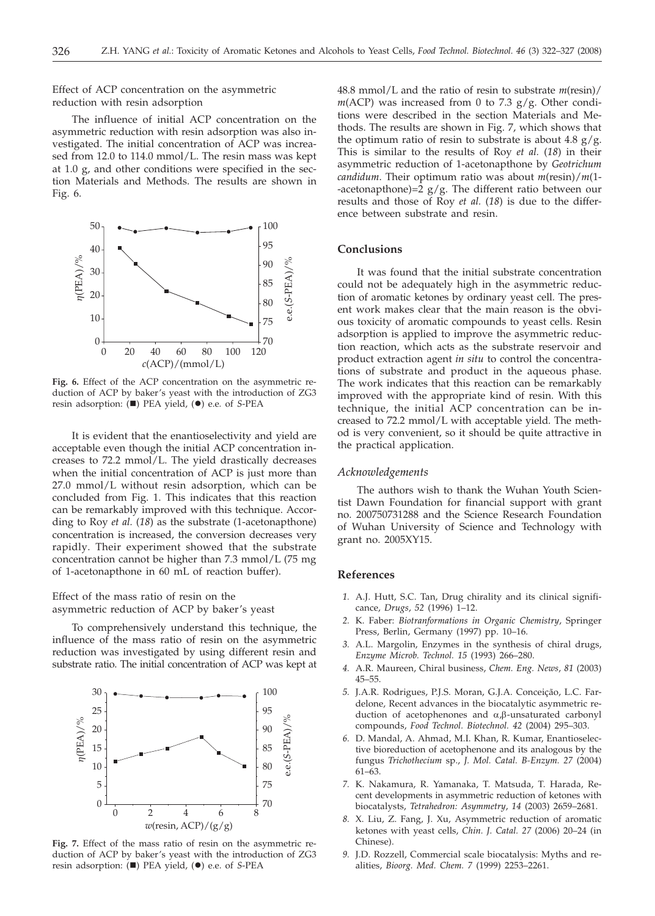Effect of ACP concentration on the asymmetric reduction with resin adsorption

The influence of initial ACP concentration on the asymmetric reduction with resin adsorption was also investigated. The initial concentration of ACP was increased from 12.0 to 114.0 mmol/L. The resin mass was kept at 1.0 g, and other conditions were specified in the section Materials and Methods. The results are shown in Fig. 6.

50
40
30
20
10
0
$\eta$(PEA)/%
100
95
90
85
80
75
70
e.e.(*S*-PEA)/%
0 20 40 60 80 100 120
$c$(ACP)/(mmol/L)

**Fig. 6.** Effect of the ACP concentration on the asymmetric reduction of ACP by baker's yeast with the introduction of ZG3 resin adsorption: (■) PEA yield, (●) e.e. of *S*-PEA

It is evident that the enantioselectivity and yield are acceptable even though the initial ACP concentration increases to 72.2 mmol/L. The yield drastically decreases when the initial concentration of ACP is just more than 27.0 mmol/L without resin adsorption, which can be concluded from Fig. 1. This indicates that this reaction can be remarkably improved with this technique. According to Roy *et al.* (*18*) as the substrate (1-acetonapthone) concentration is increased, the conversion decreases very rapidly. Their experiment showed that the substrate concentration cannot be higher than 7.3 mmol/L (75 mg of 1-acetonapthone in 60 mL of reaction buffer).

Effect of the mass ratio of resin on the asymmetric reduction of ACP by baker's yeast

To comprehensively understand this technique, the influence of the mass ratio of resin on the asymmetric reduction was investigated by using different resin and substrate ratio. The initial concentration of ACP was kept at 48.8 mmol/L and the ratio of resin to substrate $m$(resin)/$m$(ACP) was increased from 0 to 7.3 g/g. Other conditions were described in the section Materials and Methods. The results are shown in Fig. 7, which shows that the optimum ratio of resin to substrate is about 4.8 g/g. This is similar to the results of Roy *et al.* (*18*) in their asymmetric reduction of 1-acetonapthone by *Geotrichum candidum*. Their optimum ratio was about $m$(resin)/$m$(1-acetonapthone)=2 g/g. The different ratio between our results and those of Roy *et al.* (*18*) is due to the difference between substrate and resin.

30
25
20
15
10
5
0
$\eta$(PEA)/%
100
95
90
85
80
75
70
e.e.(*S*-PEA)/%
0 2 4 6 8
$w$(resin, ACP)/(g/g)

**Fig. 7.** Effect of the mass ratio of resin on the asymmetric reduction of ACP by baker's yeast with the introduction of ZG3 resin adsorption: (■) PEA yield, (●) e.e. of *S*-PEA

## Conclusions

It was found that the initial substrate concentration could not be adequately high in the asymmetric reduction of aromatic ketones by ordinary yeast cell. The present work makes clear that the main reason is the obvious toxicity of aromatic compounds to yeast cells. Resin adsorption is applied to improve the asymmetric reduction reaction, which acts as the substrate reservoir and product extraction agent *in situ* to control the concentrations of substrate and product in the aqueous phase. The work indicates that this reaction can be remarkably improved with the appropriate kind of resin. With this technique, the initial ACP concentration can be increased to 72.2 mmol/L with acceptable yield. The method is very convenient, so it should be quite attractive in the practical application.

### *Acknowledgements*

The authors wish to thank the Wuhan Youth Scientist Dawn Foundation for financial support with grant no. 200750731288 and the Science Research Foundation of Wuhan University of Science and Technology with grant no. 2005XY15.

## References

1. A.J. Hutt, S.C. Tan, Drug chirality and its clinical significance, *Drugs, 52* (1996) 1–12.
2. K. Faber: *Biotranformations in Organic Chemistry*, Springer Press, Berlin, Germany (1997) pp. 10–16.
3. A.L. Margolin, Enzymes in the synthesis of chiral drugs, *Enzyme Microb. Technol. 15* (1993) 266–280.
4. A.R. Maureen, Chiral business, *Chem. Eng. News*, *81* (2003) 45–55.
5. J.A.R. Rodrigues, P.J.S. Moran, G.J.A. Conceição, L.C. Fardelone, Recent advances in the biocatalytic asymmetric reduction of acetophenones and α,β-unsaturated carbonyl compounds, *Food Technol. Biotechnol. 42* (2004) 295–303.
6. D. Mandal, A. Ahmad, M.I. Khan, R. Kumar, Enantioselective bioreduction of acetophenone and its analogous by the fungus *Trichothecium* sp., *J. Mol. Catal. B-Enzym. 27* (2004) 61–63.
7. K. Nakamura, R. Yamanaka, T. Matsuda, T. Harada, Recent developments in asymmetric reduction of ketones with biocatalysts, *Tetrahedron: Asymmetry*, *14* (2003) 2659–2681.
8. X. Liu, Z. Fang, J. Xu, Asymmetric reduction of aromatic ketones with yeast cells, *Chin. J. Catal. 27* (2006) 20–24 (in Chinese).
9. J.D. Rozzell, Commercial scale biocatalysis: Myths and realities, *Bioorg. Med. Chem. 7* (1999) 2253–2261.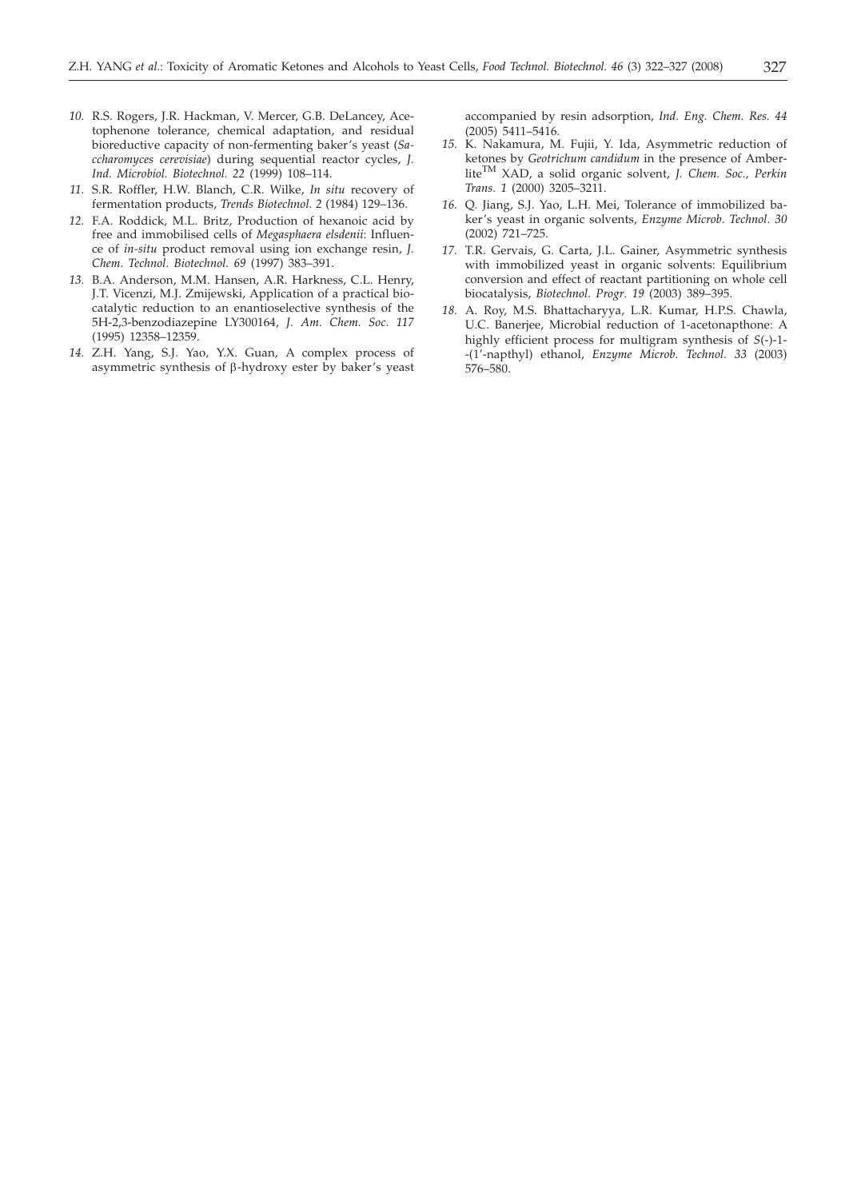10. R.S. Rogers, J.R. Hackman, V. Mercer, G.B. DeLancey, Acetophenone tolerance, chemical adaptation, and residual bioreductive capacity of non-fermenting baker's yeast (*Saccharomyces cerevisiae*) during sequential reactor cycles, *J. Ind. Microbiol. Biotechnol. 22* (1999) 108–114.

11. S.R. Roffler, H.W. Blanch, C.R. Wilke, *In situ* recovery of fermentation products, *Trends Biotechnol. 2* (1984) 129–136.

12. F.A. Roddick, M.L. Britz, Production of hexanoic acid by free and immobilised cells of *Megasphaera elsdenii*: Influence of *in-situ* product removal using ion exchange resin, *J. Chem. Technol. Biotechnol. 69* (1997) 383–391.

13. B.A. Anderson, M.M. Hansen, A.R. Harkness, C.L. Henry, J.T. Vicenzi, M.J. Zmijewski, Application of a practical biocatalytic reduction to an enantioselective synthesis of the 5H-2,3-benzodiazepine LY300164, *J. Am. Chem. Soc. 117* (1995) 12358–12359.

14. Z.H. Yang, S.J. Yao, Y.X. Guan, A complex process of asymmetric synthesis of β-hydroxy ester by baker's yeast accompanied by resin adsorption, *Ind. Eng. Chem. Res. 44* (2005) 5411–5416.

15. K. Nakamura, M. Fujii, Y. Ida, Asymmetric reduction of ketones by *Geotrichum candidum* in the presence of Amberlite$^{TM}$ XAD, a solid organic solvent, *J. Chem. Soc., Perkin Trans. 1* (2000) 3205–3211.

16. Q. Jiang, S.J. Yao, L.H. Mei, Tolerance of immobilized baker's yeast in organic solvents, *Enzyme Microb. Technol. 30* (2002) 721–725.

17. T.R. Gervais, G. Carta, J.L. Gainer, Asymmetric synthesis with immobilized yeast in organic solvents: Equilibrium conversion and effect of reactant partitioning on whole cell biocatalysis, *Biotechnol. Progr. 19* (2003) 389–395.

18. A. Roy, M.S. Bhattacharyya, L.R. Kumar, H.P.S. Chawla, U.C. Banerjee, Microbial reduction of 1-acetonapthone: A highly efficient process for multigram synthesis of *S*(-)-1-(1'-napthyl) ethanol, *Enzyme Microb. Technol. 33* (2003) 576–580.